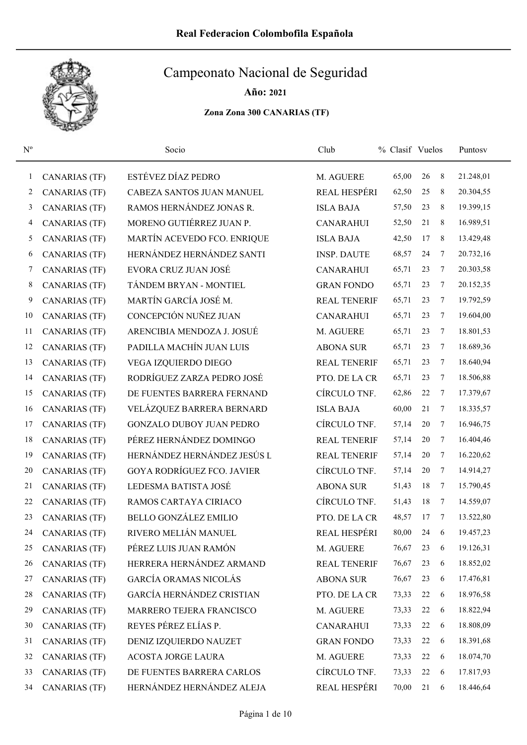Real Federacion Colombofila Española

# Campeonato Nacional de Seguridad

**Año: 2021**

**Zona Zona 300 CANARIAS (TF)**

| Nº | | Socio | Club | % | Clasif | Vuelos | Puntosv |
|---|---|---|---|---|---|---|---|
| 1 | CANARIAS (TF) | ESTÉVEZ DÍAZ PEDRO | M. AGUERE | 65,00 | 26 | 8 | 21.248,01 |
| 2 | CANARIAS (TF) | CABEZA SANTOS JUAN MANUEL | REAL HESPÉRI | 62,50 | 25 | 8 | 20.304,55 |
| 3 | CANARIAS (TF) | RAMOS HERNÁNDEZ JONAS R. | ISLA BAJA | 57,50 | 23 | 8 | 19.399,15 |
| 4 | CANARIAS (TF) | MORENO GUTIÉRREZ JUAN P. | CANARAHUI | 52,50 | 21 | 8 | 16.989,51 |
| 5 | CANARIAS (TF) | MARTÍN ACEVEDO FCO. ENRIQUE | ISLA BAJA | 42,50 | 17 | 8 | 13.429,48 |
| 6 | CANARIAS (TF) | HERNÁNDEZ HERNÁNDEZ SANTI | INSP. DAUTE | 68,57 | 24 | 7 | 20.732,16 |
| 7 | CANARIAS (TF) | EVORA CRUZ JUAN JOSÉ | CANARAHUI | 65,71 | 23 | 7 | 20.303,58 |
| 8 | CANARIAS (TF) | TÁNDEM BRYAN - MONTIEL | GRAN FONDO | 65,71 | 23 | 7 | 20.152,35 |
| 9 | CANARIAS (TF) | MARTÍN GARCÍA JOSÉ M. | REAL TENERIF | 65,71 | 23 | 7 | 19.792,59 |
| 10 | CANARIAS (TF) | CONCEPCIÓN NUÑEZ JUAN | CANARAHUI | 65,71 | 23 | 7 | 19.604,00 |
| 11 | CANARIAS (TF) | ARENCIBIA MENDOZA J. JOSUÉ | M. AGUERE | 65,71 | 23 | 7 | 18.801,53 |
| 12 | CANARIAS (TF) | PADILLA MACHÍN JUAN LUIS | ABONA SUR | 65,71 | 23 | 7 | 18.689,36 |
| 13 | CANARIAS (TF) | VEGA IZQUIERDO DIEGO | REAL TENERIF | 65,71 | 23 | 7 | 18.640,94 |
| 14 | CANARIAS (TF) | RODRÍGUEZ ZARZA PEDRO JOSÉ | PTO. DE LA CR | 65,71 | 23 | 7 | 18.506,88 |
| 15 | CANARIAS (TF) | DE FUENTES BARRERA FERNAND | CÍRCULO TNF. | 62,86 | 22 | 7 | 17.379,67 |
| 16 | CANARIAS (TF) | VELÁZQUEZ BARRERA BERNARD | ISLA BAJA | 60,00 | 21 | 7 | 18.335,57 |
| 17 | CANARIAS (TF) | GONZALO DUBOY JUAN PEDRO | CÍRCULO TNF. | 57,14 | 20 | 7 | 16.946,75 |
| 18 | CANARIAS (TF) | PÉREZ HERNÁNDEZ DOMINGO | REAL TENERIF | 57,14 | 20 | 7 | 16.404,46 |
| 19 | CANARIAS (TF) | HERNÁNDEZ HERNÁNDEZ JESÚS L | REAL TENERIF | 57,14 | 20 | 7 | 16.220,62 |
| 20 | CANARIAS (TF) | GOYA RODRÍGUEZ FCO. JAVIER | CÍRCULO TNF. | 57,14 | 20 | 7 | 14.914,27 |
| 21 | CANARIAS (TF) | LEDESMA BATISTA JOSÉ | ABONA SUR | 51,43 | 18 | 7 | 15.790,45 |
| 22 | CANARIAS (TF) | RAMOS CARTAYA CIRIACO | CÍRCULO TNF. | 51,43 | 18 | 7 | 14.559,07 |
| 23 | CANARIAS (TF) | BELLO GONZÁLEZ EMILIO | PTO. DE LA CR | 48,57 | 17 | 7 | 13.522,80 |
| 24 | CANARIAS (TF) | RIVERO MELIÁN MANUEL | REAL HESPÉRI | 80,00 | 24 | 6 | 19.457,23 |
| 25 | CANARIAS (TF) | PÉREZ LUIS JUAN RAMÓN | M. AGUERE | 76,67 | 23 | 6 | 19.126,31 |
| 26 | CANARIAS (TF) | HERRERA HERNÁNDEZ ARMAND | REAL TENERIF | 76,67 | 23 | 6 | 18.852,02 |
| 27 | CANARIAS (TF) | GARCÍA ORAMAS NICOLÁS | ABONA SUR | 76,67 | 23 | 6 | 17.476,81 |
| 28 | CANARIAS (TF) | GARCÍA HERNÁNDEZ CRISTIAN | PTO. DE LA CR | 73,33 | 22 | 6 | 18.976,58 |
| 29 | CANARIAS (TF) | MARRERO TEJERA FRANCISCO | M. AGUERE | 73,33 | 22 | 6 | 18.822,94 |
| 30 | CANARIAS (TF) | REYES PÉREZ ELÍAS P. | CANARAHUI | 73,33 | 22 | 6 | 18.808,09 |
| 31 | CANARIAS (TF) | DENIZ IZQUIERDO NAUZET | GRAN FONDO | 73,33 | 22 | 6 | 18.391,68 |
| 32 | CANARIAS (TF) | ACOSTA JORGE LAURA | M. AGUERE | 73,33 | 22 | 6 | 18.074,70 |
| 33 | CANARIAS (TF) | DE FUENTES BARRERA CARLOS | CÍRCULO TNF. | 73,33 | 22 | 6 | 17.817,93 |
| 34 | CANARIAS (TF) | HERNÁNDEZ HERNÁNDEZ ALEJA | REAL HESPÉRI | 70,00 | 21 | 6 | 18.446,64 |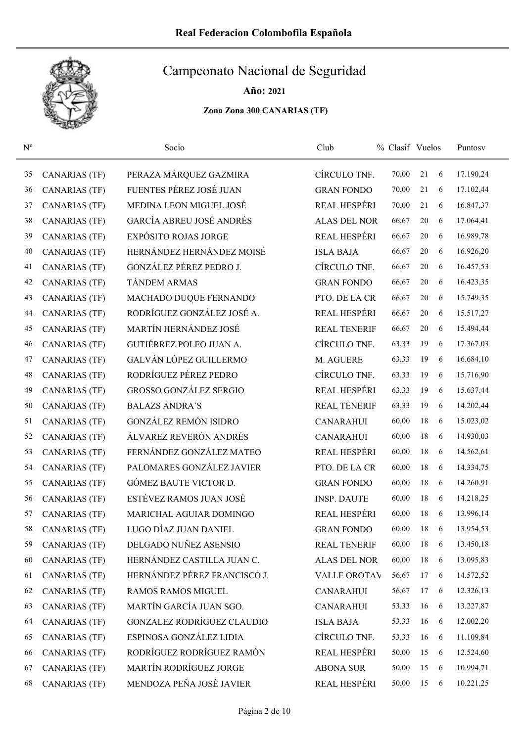# Real Federacion Colombofila Española

## Campeonato Nacional de Seguridad

**Año: 2021**

**Zona Zona 300 CANARIAS (TF)**

| Nº | | Socio | Club | % Clasif | Vuelos | | Puntosv |
|---|---|---|---|---|---|---|---|
| 35 | CANARIAS (TF) | PERAZA MÁRQUEZ GAZMIRA | CÍRCULO TNF. | 70,00 | 21 | 6 | 17.190,24 |
| 36 | CANARIAS (TF) | FUENTES PÉREZ JOSÉ JUAN | GRAN FONDO | 70,00 | 21 | 6 | 17.102,44 |
| 37 | CANARIAS (TF) | MEDINA LEON MIGUEL JOSÉ | REAL HESPÉRI | 70,00 | 21 | 6 | 16.847,37 |
| 38 | CANARIAS (TF) | GARCÍA ABREU JOSÉ ANDRÉS | ALAS DEL NOR | 66,67 | 20 | 6 | 17.064,41 |
| 39 | CANARIAS (TF) | EXPÓSITO ROJAS JORGE | REAL HESPÉRI | 66,67 | 20 | 6 | 16.989,78 |
| 40 | CANARIAS (TF) | HERNÁNDEZ HERNÁNDEZ MOISÉ | ISLA BAJA | 66,67 | 20 | 6 | 16.926,20 |
| 41 | CANARIAS (TF) | GONZÁLEZ PÉREZ PEDRO J. | CÍRCULO TNF. | 66,67 | 20 | 6 | 16.457,53 |
| 42 | CANARIAS (TF) | TÁNDEM ARMAS | GRAN FONDO | 66,67 | 20 | 6 | 16.423,35 |
| 43 | CANARIAS (TF) | MACHADO DUQUE FERNANDO | PTO. DE LA CR | 66,67 | 20 | 6 | 15.749,35 |
| 44 | CANARIAS (TF) | RODRÍGUEZ GONZÁLEZ JOSÉ A. | REAL HESPÉRI | 66,67 | 20 | 6 | 15.517,27 |
| 45 | CANARIAS (TF) | MARTÍN HERNÁNDEZ JOSÉ | REAL TENERIF | 66,67 | 20 | 6 | 15.494,44 |
| 46 | CANARIAS (TF) | GUTIÉRREZ POLEO JUAN A. | CÍRCULO TNF. | 63,33 | 19 | 6 | 17.367,03 |
| 47 | CANARIAS (TF) | GALVÁN LÓPEZ GUILLERMO | M. AGUERE | 63,33 | 19 | 6 | 16.684,10 |
| 48 | CANARIAS (TF) | RODRÍGUEZ PÉREZ PEDRO | CÍRCULO TNF. | 63,33 | 19 | 6 | 15.716,90 |
| 49 | CANARIAS (TF) | GROSSO GONZÁLEZ SERGIO | REAL HESPÉRI | 63,33 | 19 | 6 | 15.637,44 |
| 50 | CANARIAS (TF) | BALAZS ANDRA´S | REAL TENERIF | 63,33 | 19 | 6 | 14.202,44 |
| 51 | CANARIAS (TF) | GONZÁLEZ REMÓN ISIDRO | CANARAHUI | 60,00 | 18 | 6 | 15.023,02 |
| 52 | CANARIAS (TF) | ÁLVAREZ REVERÓN ANDRÉS | CANARAHUI | 60,00 | 18 | 6 | 14.930,03 |
| 53 | CANARIAS (TF) | FERNÁNDEZ GONZÁLEZ MATEO | REAL HESPÉRI | 60,00 | 18 | 6 | 14.562,61 |
| 54 | CANARIAS (TF) | PALOMARES GONZÁLEZ JAVIER | PTO. DE LA CR | 60,00 | 18 | 6 | 14.334,75 |
| 55 | CANARIAS (TF) | GÓMEZ BAUTE VICTOR D. | GRAN FONDO | 60,00 | 18 | 6 | 14.260,91 |
| 56 | CANARIAS (TF) | ESTÉVEZ RAMOS JUAN JOSÉ | INSP. DAUTE | 60,00 | 18 | 6 | 14.218,25 |
| 57 | CANARIAS (TF) | MARICHAL AGUIAR DOMINGO | REAL HESPÉRI | 60,00 | 18 | 6 | 13.996,14 |
| 58 | CANARIAS (TF) | LUGO DÍAZ JUAN DANIEL | GRAN FONDO | 60,00 | 18 | 6 | 13.954,53 |
| 59 | CANARIAS (TF) | DELGADO NUÑEZ ASENSIO | REAL TENERIF | 60,00 | 18 | 6 | 13.450,18 |
| 60 | CANARIAS (TF) | HERNÁNDEZ CASTILLA JUAN C. | ALAS DEL NOR | 60,00 | 18 | 6 | 13.095,83 |
| 61 | CANARIAS (TF) | HERNÁNDEZ PÉREZ FRANCISCO J. | VALLE OROTAV | 56,67 | 17 | 6 | 14.572,52 |
| 62 | CANARIAS (TF) | RAMOS RAMOS MIGUEL | CANARAHUI | 56,67 | 17 | 6 | 12.326,13 |
| 63 | CANARIAS (TF) | MARTÍN GARCÍA JUAN SGO. | CANARAHUI | 53,33 | 16 | 6 | 13.227,87 |
| 64 | CANARIAS (TF) | GONZALEZ RODRÍGUEZ CLAUDIO | ISLA BAJA | 53,33 | 16 | 6 | 12.002,20 |
| 65 | CANARIAS (TF) | ESPINOSA GONZÁLEZ LIDIA | CÍRCULO TNF. | 53,33 | 16 | 6 | 11.109,84 |
| 66 | CANARIAS (TF) | RODRÍGUEZ RODRÍGUEZ RAMÓN | REAL HESPÉRI | 50,00 | 15 | 6 | 12.524,60 |
| 67 | CANARIAS (TF) | MARTÍN RODRÍGUEZ JORGE | ABONA SUR | 50,00 | 15 | 6 | 10.994,71 |
| 68 | CANARIAS (TF) | MENDOZA PEÑA JOSÉ JAVIER | REAL HESPÉRI | 50,00 | 15 | 6 | 10.221,25 |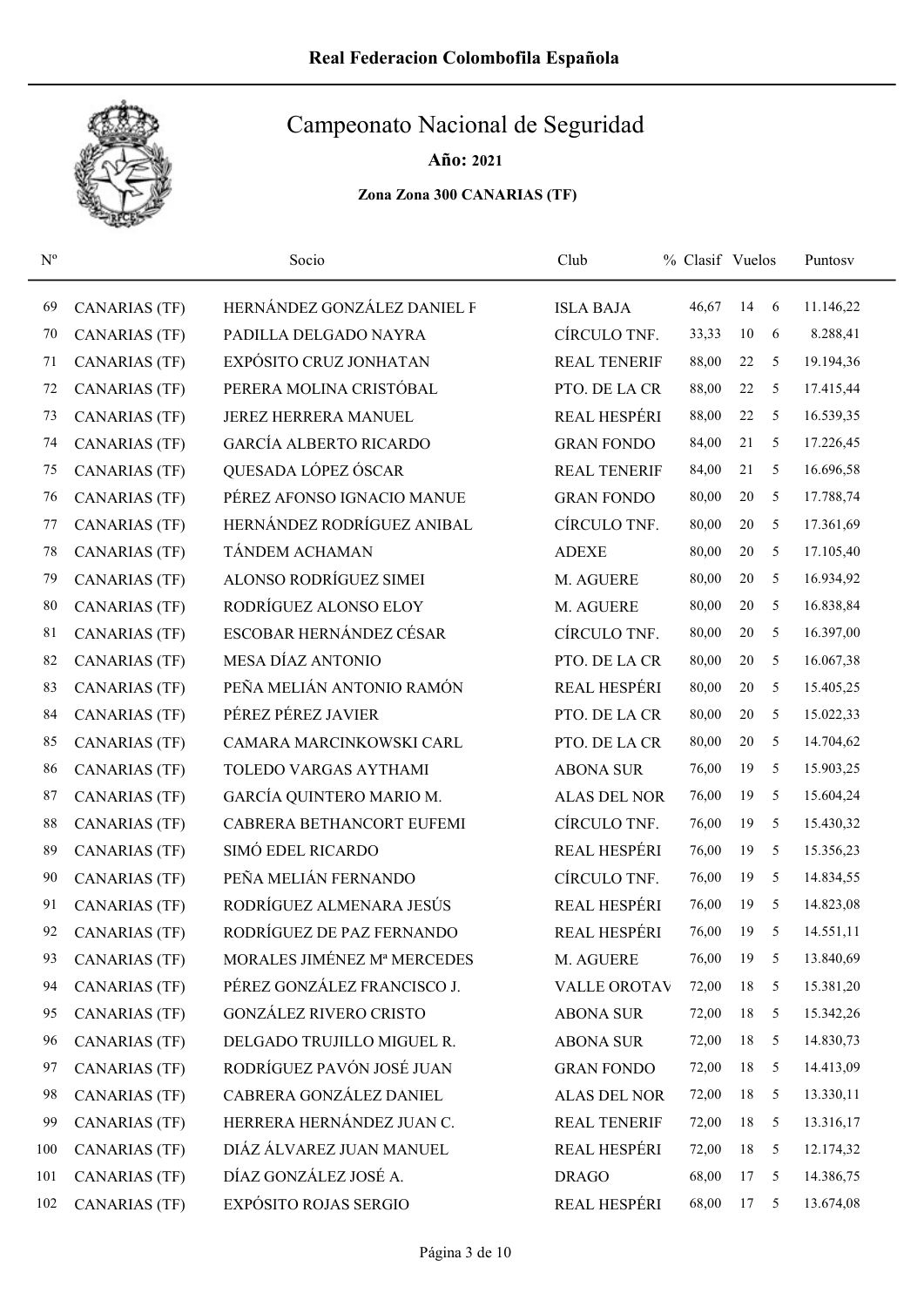# Real Federacion Colombofila Española

## Campeonato Nacional de Seguridad

**Año: 2021**

**Zona Zona 300 CANARIAS (TF)**

| Nº | | Socio | Club | % Clasif | Vuelos | | Puntosv |
|---|---|---|---|---|---|---|---|
| 69 | CANARIAS (TF) | HERNÁNDEZ GONZÁLEZ DANIEL F | ISLA BAJA | 46,67 | 14 | 6 | 11.146,22 |
| 70 | CANARIAS (TF) | PADILLA DELGADO NAYRA | CÍRCULO TNF. | 33,33 | 10 | 6 | 8.288,41 |
| 71 | CANARIAS (TF) | EXPÓSITO CRUZ JONHATAN | REAL TENERIF | 88,00 | 22 | 5 | 19.194,36 |
| 72 | CANARIAS (TF) | PERERA MOLINA CRISTÓBAL | PTO. DE LA CR | 88,00 | 22 | 5 | 17.415,44 |
| 73 | CANARIAS (TF) | JEREZ HERRERA MANUEL | REAL HESPÉRI | 88,00 | 22 | 5 | 16.539,35 |
| 74 | CANARIAS (TF) | GARCÍA ALBERTO RICARDO | GRAN FONDO | 84,00 | 21 | 5 | 17.226,45 |
| 75 | CANARIAS (TF) | QUESADA LÓPEZ ÓSCAR | REAL TENERIF | 84,00 | 21 | 5 | 16.696,58 |
| 76 | CANARIAS (TF) | PÉREZ AFONSO IGNACIO MANUE | GRAN FONDO | 80,00 | 20 | 5 | 17.788,74 |
| 77 | CANARIAS (TF) | HERNÁNDEZ RODRÍGUEZ ANIBAL | CÍRCULO TNF. | 80,00 | 20 | 5 | 17.361,69 |
| 78 | CANARIAS (TF) | TÁNDEM ACHAMAN | ADEXE | 80,00 | 20 | 5 | 17.105,40 |
| 79 | CANARIAS (TF) | ALONSO RODRÍGUEZ SIMEI | M. AGUERE | 80,00 | 20 | 5 | 16.934,92 |
| 80 | CANARIAS (TF) | RODRÍGUEZ ALONSO ELOY | M. AGUERE | 80,00 | 20 | 5 | 16.838,84 |
| 81 | CANARIAS (TF) | ESCOBAR HERNÁNDEZ CÉSAR | CÍRCULO TNF. | 80,00 | 20 | 5 | 16.397,00 |
| 82 | CANARIAS (TF) | MESA DÍAZ ANTONIO | PTO. DE LA CR | 80,00 | 20 | 5 | 16.067,38 |
| 83 | CANARIAS (TF) | PEÑA MELIÁN ANTONIO RAMÓN | REAL HESPÉRI | 80,00 | 20 | 5 | 15.405,25 |
| 84 | CANARIAS (TF) | PÉREZ PÉREZ JAVIER | PTO. DE LA CR | 80,00 | 20 | 5 | 15.022,33 |
| 85 | CANARIAS (TF) | CAMARA MARCINKOWSKI CARL | PTO. DE LA CR | 80,00 | 20 | 5 | 14.704,62 |
| 86 | CANARIAS (TF) | TOLEDO VARGAS AYTHAMI | ABONA SUR | 76,00 | 19 | 5 | 15.903,25 |
| 87 | CANARIAS (TF) | GARCÍA QUINTERO MARIO M. | ALAS DEL NOR | 76,00 | 19 | 5 | 15.604,24 |
| 88 | CANARIAS (TF) | CABRERA BETHANCORT EUFEMI | CÍRCULO TNF. | 76,00 | 19 | 5 | 15.430,32 |
| 89 | CANARIAS (TF) | SIMÓ EDEL RICARDO | REAL HESPÉRI | 76,00 | 19 | 5 | 15.356,23 |
| 90 | CANARIAS (TF) | PEÑA MELIÁN FERNANDO | CÍRCULO TNF. | 76,00 | 19 | 5 | 14.834,55 |
| 91 | CANARIAS (TF) | RODRÍGUEZ ALMENARA JESÚS | REAL HESPÉRI | 76,00 | 19 | 5 | 14.823,08 |
| 92 | CANARIAS (TF) | RODRÍGUEZ DE PAZ FERNANDO | REAL HESPÉRI | 76,00 | 19 | 5 | 14.551,11 |
| 93 | CANARIAS (TF) | MORALES JIMÉNEZ Mª MERCEDES | M. AGUERE | 76,00 | 19 | 5 | 13.840,69 |
| 94 | CANARIAS (TF) | PÉREZ GONZÁLEZ FRANCISCO J. | VALLE OROTAV | 72,00 | 18 | 5 | 15.381,20 |
| 95 | CANARIAS (TF) | GONZÁLEZ RIVERO CRISTO | ABONA SUR | 72,00 | 18 | 5 | 15.342,26 |
| 96 | CANARIAS (TF) | DELGADO TRUJILLO MIGUEL R. | ABONA SUR | 72,00 | 18 | 5 | 14.830,73 |
| 97 | CANARIAS (TF) | RODRÍGUEZ PAVÓN JOSÉ JUAN | GRAN FONDO | 72,00 | 18 | 5 | 14.413,09 |
| 98 | CANARIAS (TF) | CABRERA GONZÁLEZ DANIEL | ALAS DEL NOR | 72,00 | 18 | 5 | 13.330,11 |
| 99 | CANARIAS (TF) | HERRERA HERNÁNDEZ JUAN C. | REAL TENERIF | 72,00 | 18 | 5 | 13.316,17 |
| 100 | CANARIAS (TF) | DIÁZ ÁLVAREZ JUAN MANUEL | REAL HESPÉRI | 72,00 | 18 | 5 | 12.174,32 |
| 101 | CANARIAS (TF) | DÍAZ GONZÁLEZ JOSÉ A. | DRAGO | 68,00 | 17 | 5 | 14.386,75 |
| 102 | CANARIAS (TF) | EXPÓSITO ROJAS SERGIO | REAL HESPÉRI | 68,00 | 17 | 5 | 13.674,08 |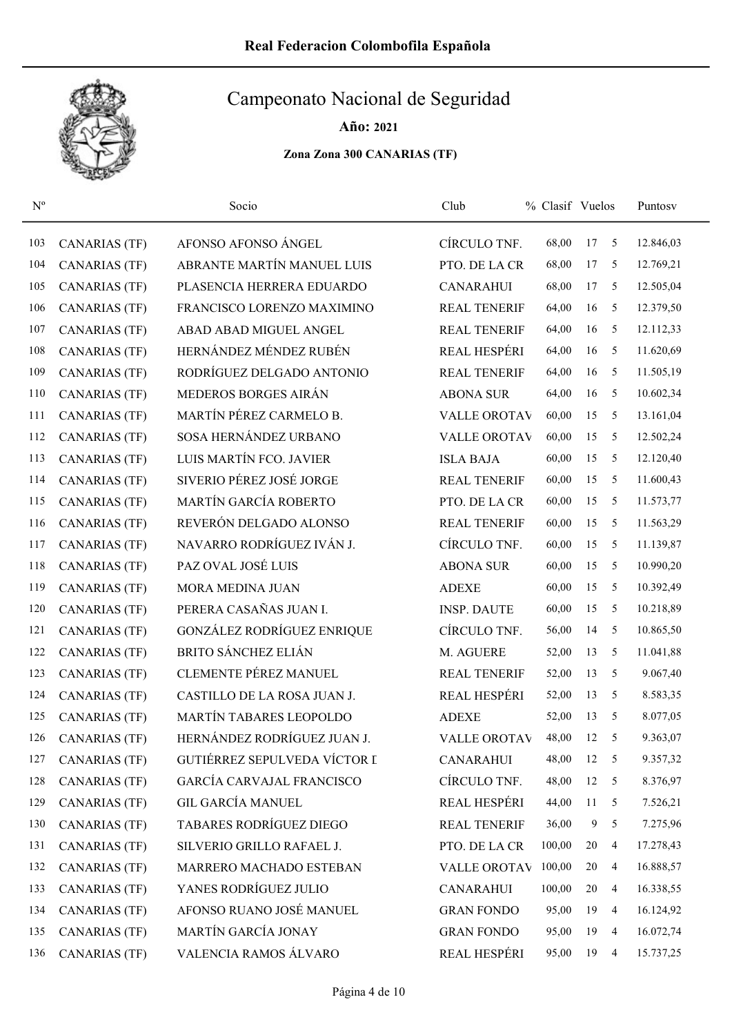# Real Federacion Colombofila Española

## Campeonato Nacional de Seguridad

**Año: 2021**

**Zona Zona 300 CANARIAS (TF)**

| Nº | | Socio | Club | % | Clasif | Vuelos | Puntosv |
|---|---|---|---|---|---|---|---|
| 103 | CANARIAS (TF) | AFONSO AFONSO ÁNGEL | CÍRCULO TNF. | 68,00 | 17 | 5 | 12.846,03 |
| 104 | CANARIAS (TF) | ABRANTE MARTÍN MANUEL LUIS | PTO. DE LA CR | 68,00 | 17 | 5 | 12.769,21 |
| 105 | CANARIAS (TF) | PLASENCIA HERRERA EDUARDO | CANARAHUI | 68,00 | 17 | 5 | 12.505,04 |
| 106 | CANARIAS (TF) | FRANCISCO LORENZO MAXIMINO | REAL TENERIF | 64,00 | 16 | 5 | 12.379,50 |
| 107 | CANARIAS (TF) | ABAD ABAD MIGUEL ANGEL | REAL TENERIF | 64,00 | 16 | 5 | 12.112,33 |
| 108 | CANARIAS (TF) | HERNÁNDEZ MÉNDEZ RUBÉN | REAL HESPÉRI | 64,00 | 16 | 5 | 11.620,69 |
| 109 | CANARIAS (TF) | RODRÍGUEZ DELGADO ANTONIO | REAL TENERIF | 64,00 | 16 | 5 | 11.505,19 |
| 110 | CANARIAS (TF) | MEDEROS BORGES AIRÁN | ABONA SUR | 64,00 | 16 | 5 | 10.602,34 |
| 111 | CANARIAS (TF) | MARTÍN PÉREZ CARMELO B. | VALLE OROTAV | 60,00 | 15 | 5 | 13.161,04 |
| 112 | CANARIAS (TF) | SOSA HERNÁNDEZ URBANO | VALLE OROTAV | 60,00 | 15 | 5 | 12.502,24 |
| 113 | CANARIAS (TF) | LUIS MARTÍN FCO. JAVIER | ISLA BAJA | 60,00 | 15 | 5 | 12.120,40 |
| 114 | CANARIAS (TF) | SIVERIO PÉREZ JOSÉ JORGE | REAL TENERIF | 60,00 | 15 | 5 | 11.600,43 |
| 115 | CANARIAS (TF) | MARTÍN GARCÍA ROBERTO | PTO. DE LA CR | 60,00 | 15 | 5 | 11.573,77 |
| 116 | CANARIAS (TF) | REVERÓN DELGADO ALONSO | REAL TENERIF | 60,00 | 15 | 5 | 11.563,29 |
| 117 | CANARIAS (TF) | NAVARRO RODRÍGUEZ IVÁN J. | CÍRCULO TNF. | 60,00 | 15 | 5 | 11.139,87 |
| 118 | CANARIAS (TF) | PAZ OVAL JOSÉ LUIS | ABONA SUR | 60,00 | 15 | 5 | 10.990,20 |
| 119 | CANARIAS (TF) | MORA MEDINA JUAN | ADEXE | 60,00 | 15 | 5 | 10.392,49 |
| 120 | CANARIAS (TF) | PERERA CASAÑAS JUAN I. | INSP. DAUTE | 60,00 | 15 | 5 | 10.218,89 |
| 121 | CANARIAS (TF) | GONZÁLEZ RODRÍGUEZ ENRIQUE | CÍRCULO TNF. | 56,00 | 14 | 5 | 10.865,50 |
| 122 | CANARIAS (TF) | BRITO SÁNCHEZ ELIÁN | M. AGUERE | 52,00 | 13 | 5 | 11.041,88 |
| 123 | CANARIAS (TF) | CLEMENTE PÉREZ MANUEL | REAL TENERIF | 52,00 | 13 | 5 | 9.067,40 |
| 124 | CANARIAS (TF) | CASTILLO DE LA ROSA JUAN J. | REAL HESPÉRI | 52,00 | 13 | 5 | 8.583,35 |
| 125 | CANARIAS (TF) | MARTÍN TABARES LEOPOLDO | ADEXE | 52,00 | 13 | 5 | 8.077,05 |
| 126 | CANARIAS (TF) | HERNÁNDEZ RODRÍGUEZ JUAN J. | VALLE OROTAV | 48,00 | 12 | 5 | 9.363,07 |
| 127 | CANARIAS (TF) | GUTIÉRREZ SEPULVEDA VÍCTOR I | CANARAHUI | 48,00 | 12 | 5 | 9.357,32 |
| 128 | CANARIAS (TF) | GARCÍA CARVAJAL FRANCISCO | CÍRCULO TNF. | 48,00 | 12 | 5 | 8.376,97 |
| 129 | CANARIAS (TF) | GIL GARCÍA MANUEL | REAL HESPÉRI | 44,00 | 11 | 5 | 7.526,21 |
| 130 | CANARIAS (TF) | TABARES RODRÍGUEZ DIEGO | REAL TENERIF | 36,00 | 9 | 5 | 7.275,96 |
| 131 | CANARIAS (TF) | SILVERIO GRILLO RAFAEL J. | PTO. DE LA CR | 100,00 | 20 | 4 | 17.278,43 |
| 132 | CANARIAS (TF) | MARRERO MACHADO ESTEBAN | VALLE OROTAV | 100,00 | 20 | 4 | 16.888,57 |
| 133 | CANARIAS (TF) | YANES RODRÍGUEZ JULIO | CANARAHUI | 100,00 | 20 | 4 | 16.338,55 |
| 134 | CANARIAS (TF) | AFONSO RUANO JOSÉ MANUEL | GRAN FONDO | 95,00 | 19 | 4 | 16.124,92 |
| 135 | CANARIAS (TF) | MARTÍN GARCÍA JONAY | GRAN FONDO | 95,00 | 19 | 4 | 16.072,74 |
| 136 | CANARIAS (TF) | VALENCIA RAMOS ÁLVARO | REAL HESPÉRI | 95,00 | 19 | 4 | 15.737,25 |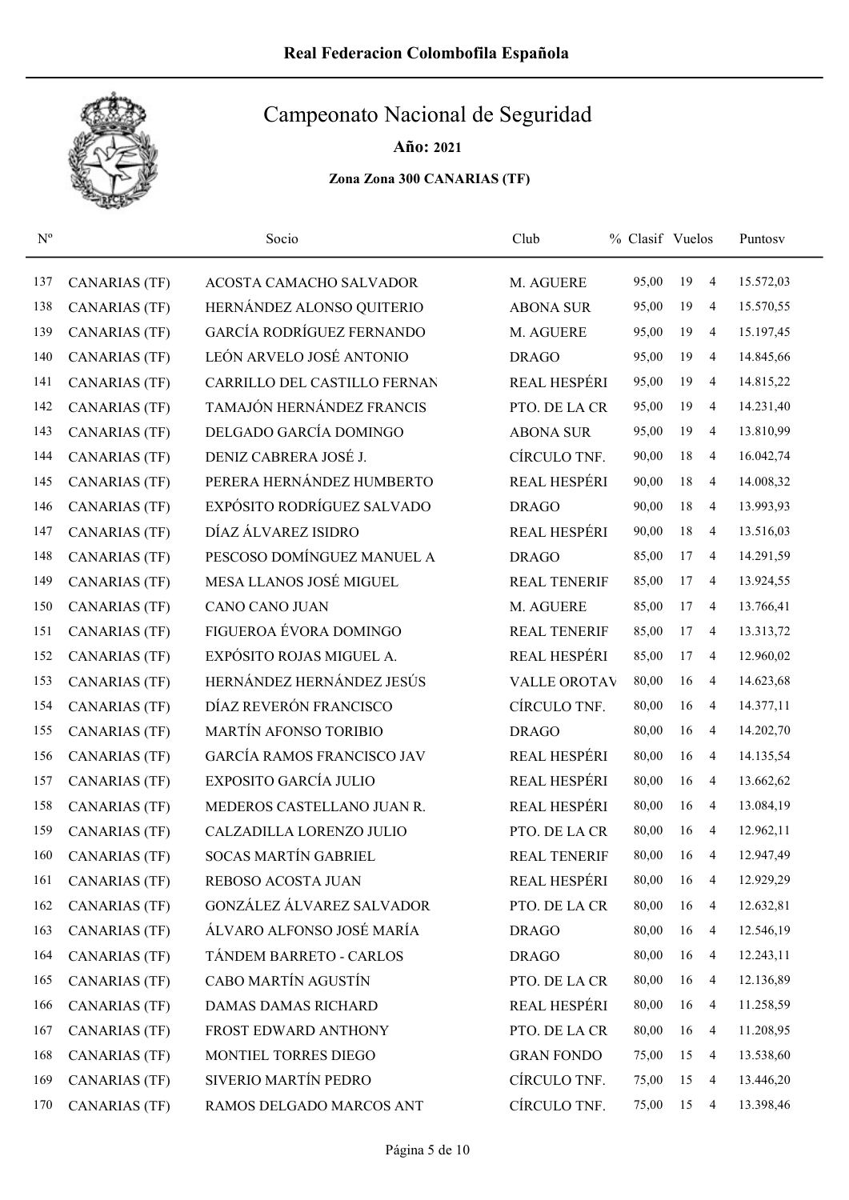# Real Federacion Colombofila Española

## Campeonato Nacional de Seguridad

**Año: 2021**

**Zona Zona 300 CANARIAS (TF)**

| Nº | | Socio | Club | % Clasif | Vuelos | | Puntosv |
|---|---|---|---|---|---|---|---|
| 137 | CANARIAS (TF) | ACOSTA CAMACHO SALVADOR | M. AGUERE | 95,00 | 19 | 4 | 15.572,03 |
| 138 | CANARIAS (TF) | HERNÁNDEZ ALONSO QUITERIO | ABONA SUR | 95,00 | 19 | 4 | 15.570,55 |
| 139 | CANARIAS (TF) | GARCÍA RODRÍGUEZ FERNANDO | M. AGUERE | 95,00 | 19 | 4 | 15.197,45 |
| 140 | CANARIAS (TF) | LEÓN ARVELO JOSÉ ANTONIO | DRAGO | 95,00 | 19 | 4 | 14.845,66 |
| 141 | CANARIAS (TF) | CARRILLO DEL CASTILLO FERNAN | REAL HESPÉRI | 95,00 | 19 | 4 | 14.815,22 |
| 142 | CANARIAS (TF) | TAMAJÓN HERNÁNDEZ FRANCIS | PTO. DE LA CR | 95,00 | 19 | 4 | 14.231,40 |
| 143 | CANARIAS (TF) | DELGADO GARCÍA DOMINGO | ABONA SUR | 95,00 | 19 | 4 | 13.810,99 |
| 144 | CANARIAS (TF) | DENIZ CABRERA JOSÉ J. | CÍRCULO TNF. | 90,00 | 18 | 4 | 16.042,74 |
| 145 | CANARIAS (TF) | PERERA HERNÁNDEZ HUMBERTO | REAL HESPÉRI | 90,00 | 18 | 4 | 14.008,32 |
| 146 | CANARIAS (TF) | EXPÓSITO RODRÍGUEZ SALVADO | DRAGO | 90,00 | 18 | 4 | 13.993,93 |
| 147 | CANARIAS (TF) | DÍAZ ÁLVAREZ ISIDRO | REAL HESPÉRI | 90,00 | 18 | 4 | 13.516,03 |
| 148 | CANARIAS (TF) | PESCOSO DOMÍNGUEZ MANUEL A | DRAGO | 85,00 | 17 | 4 | 14.291,59 |
| 149 | CANARIAS (TF) | MESA LLANOS JOSÉ MIGUEL | REAL TENERIF | 85,00 | 17 | 4 | 13.924,55 |
| 150 | CANARIAS (TF) | CANO CANO JUAN | M. AGUERE | 85,00 | 17 | 4 | 13.766,41 |
| 151 | CANARIAS (TF) | FIGUEROA ÉVORA DOMINGO | REAL TENERIF | 85,00 | 17 | 4 | 13.313,72 |
| 152 | CANARIAS (TF) | EXPÓSITO ROJAS MIGUEL A. | REAL HESPÉRI | 85,00 | 17 | 4 | 12.960,02 |
| 153 | CANARIAS (TF) | HERNÁNDEZ HERNÁNDEZ JESÚS | VALLE OROTAV | 80,00 | 16 | 4 | 14.623,68 |
| 154 | CANARIAS (TF) | DÍAZ REVERÓN FRANCISCO | CÍRCULO TNF. | 80,00 | 16 | 4 | 14.377,11 |
| 155 | CANARIAS (TF) | MARTÍN AFONSO TORIBIO | DRAGO | 80,00 | 16 | 4 | 14.202,70 |
| 156 | CANARIAS (TF) | GARCÍA RAMOS FRANCISCO JAV | REAL HESPÉRI | 80,00 | 16 | 4 | 14.135,54 |
| 157 | CANARIAS (TF) | EXPOSITO GARCÍA JULIO | REAL HESPÉRI | 80,00 | 16 | 4 | 13.662,62 |
| 158 | CANARIAS (TF) | MEDEROS CASTELLANO JUAN R. | REAL HESPÉRI | 80,00 | 16 | 4 | 13.084,19 |
| 159 | CANARIAS (TF) | CALZADILLA LORENZO JULIO | PTO. DE LA CR | 80,00 | 16 | 4 | 12.962,11 |
| 160 | CANARIAS (TF) | SOCAS MARTÍN GABRIEL | REAL TENERIF | 80,00 | 16 | 4 | 12.947,49 |
| 161 | CANARIAS (TF) | REBOSO ACOSTA JUAN | REAL HESPÉRI | 80,00 | 16 | 4 | 12.929,29 |
| 162 | CANARIAS (TF) | GONZÁLEZ ÁLVAREZ SALVADOR | PTO. DE LA CR | 80,00 | 16 | 4 | 12.632,81 |
| 163 | CANARIAS (TF) | ÁLVARO ALFONSO JOSÉ MARÍA | DRAGO | 80,00 | 16 | 4 | 12.546,19 |
| 164 | CANARIAS (TF) | TÁNDEM BARRETO - CARLOS | DRAGO | 80,00 | 16 | 4 | 12.243,11 |
| 165 | CANARIAS (TF) | CABO MARTÍN AGUSTÍN | PTO. DE LA CR | 80,00 | 16 | 4 | 12.136,89 |
| 166 | CANARIAS (TF) | DAMAS DAMAS RICHARD | REAL HESPÉRI | 80,00 | 16 | 4 | 11.258,59 |
| 167 | CANARIAS (TF) | FROST EDWARD ANTHONY | PTO. DE LA CR | 80,00 | 16 | 4 | 11.208,95 |
| 168 | CANARIAS (TF) | MONTIEL TORRES DIEGO | GRAN FONDO | 75,00 | 15 | 4 | 13.538,60 |
| 169 | CANARIAS (TF) | SIVERIO MARTÍN PEDRO | CÍRCULO TNF. | 75,00 | 15 | 4 | 13.446,20 |
| 170 | CANARIAS (TF) | RAMOS DELGADO MARCOS ANT | CÍRCULO TNF. | 75,00 | 15 | 4 | 13.398,46 |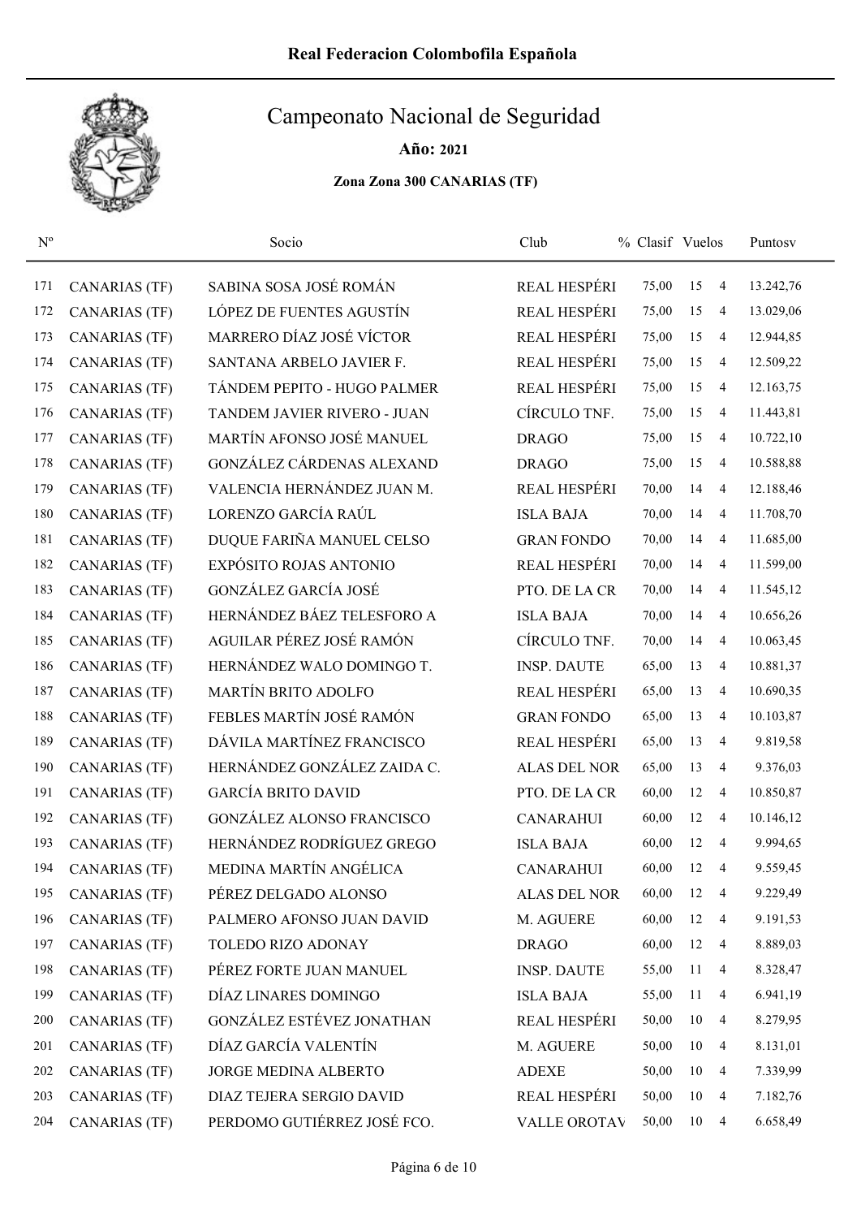Real Federacion Colombofila Española

# Campeonato Nacional de Seguridad

**Año: 2021**

**Zona Zona 300 CANARIAS (TF)**

| Nº | | Socio | Club | % | Clasif | Vuelos | Puntosv |
|---|---|---|---|---|---|---|---|
| 171 | CANARIAS (TF) | SABINA SOSA JOSÉ ROMÁN | REAL HESPÉRI | 75,00 | 15 | 4 | 13.242,76 |
| 172 | CANARIAS (TF) | LÓPEZ DE FUENTES AGUSTÍN | REAL HESPÉRI | 75,00 | 15 | 4 | 13.029,06 |
| 173 | CANARIAS (TF) | MARRERO DÍAZ JOSÉ VÍCTOR | REAL HESPÉRI | 75,00 | 15 | 4 | 12.944,85 |
| 174 | CANARIAS (TF) | SANTANA ARBELO JAVIER F. | REAL HESPÉRI | 75,00 | 15 | 4 | 12.509,22 |
| 175 | CANARIAS (TF) | TÁNDEM PEPITO - HUGO PALMER | REAL HESPÉRI | 75,00 | 15 | 4 | 12.163,75 |
| 176 | CANARIAS (TF) | TANDEM JAVIER RIVERO - JUAN | CÍRCULO TNF. | 75,00 | 15 | 4 | 11.443,81 |
| 177 | CANARIAS (TF) | MARTÍN AFONSO JOSÉ MANUEL | DRAGO | 75,00 | 15 | 4 | 10.722,10 |
| 178 | CANARIAS (TF) | GONZÁLEZ CÁRDENAS ALEXAND | DRAGO | 75,00 | 15 | 4 | 10.588,88 |
| 179 | CANARIAS (TF) | VALENCIA HERNÁNDEZ JUAN M. | REAL HESPÉRI | 70,00 | 14 | 4 | 12.188,46 |
| 180 | CANARIAS (TF) | LORENZO GARCÍA RAÚL | ISLA BAJA | 70,00 | 14 | 4 | 11.708,70 |
| 181 | CANARIAS (TF) | DUQUE FARIÑA MANUEL CELSO | GRAN FONDO | 70,00 | 14 | 4 | 11.685,00 |
| 182 | CANARIAS (TF) | EXPÓSITO ROJAS ANTONIO | REAL HESPÉRI | 70,00 | 14 | 4 | 11.599,00 |
| 183 | CANARIAS (TF) | GONZÁLEZ GARCÍA JOSÉ | PTO. DE LA CR | 70,00 | 14 | 4 | 11.545,12 |
| 184 | CANARIAS (TF) | HERNÁNDEZ BÁEZ TELESFORO A | ISLA BAJA | 70,00 | 14 | 4 | 10.656,26 |
| 185 | CANARIAS (TF) | AGUILAR PÉREZ JOSÉ RAMÓN | CÍRCULO TNF. | 70,00 | 14 | 4 | 10.063,45 |
| 186 | CANARIAS (TF) | HERNÁNDEZ WALO DOMINGO T. | INSP. DAUTE | 65,00 | 13 | 4 | 10.881,37 |
| 187 | CANARIAS (TF) | MARTÍN BRITO ADOLFO | REAL HESPÉRI | 65,00 | 13 | 4 | 10.690,35 |
| 188 | CANARIAS (TF) | FEBLES MARTÍN JOSÉ RAMÓN | GRAN FONDO | 65,00 | 13 | 4 | 10.103,87 |
| 189 | CANARIAS (TF) | DÁVILA MARTÍNEZ FRANCISCO | REAL HESPÉRI | 65,00 | 13 | 4 | 9.819,58 |
| 190 | CANARIAS (TF) | HERNÁNDEZ GONZÁLEZ ZAIDA C. | ALAS DEL NOR | 65,00 | 13 | 4 | 9.376,03 |
| 191 | CANARIAS (TF) | GARCÍA BRITO DAVID | PTO. DE LA CR | 60,00 | 12 | 4 | 10.850,87 |
| 192 | CANARIAS (TF) | GONZÁLEZ ALONSO FRANCISCO | CANARAHUI | 60,00 | 12 | 4 | 10.146,12 |
| 193 | CANARIAS (TF) | HERNÁNDEZ RODRÍGUEZ GREGO | ISLA BAJA | 60,00 | 12 | 4 | 9.994,65 |
| 194 | CANARIAS (TF) | MEDINA MARTÍN ANGÉLICA | CANARAHUI | 60,00 | 12 | 4 | 9.559,45 |
| 195 | CANARIAS (TF) | PÉREZ DELGADO ALONSO | ALAS DEL NOR | 60,00 | 12 | 4 | 9.229,49 |
| 196 | CANARIAS (TF) | PALMERO AFONSO JUAN DAVID | M. AGUERE | 60,00 | 12 | 4 | 9.191,53 |
| 197 | CANARIAS (TF) | TOLEDO RIZO ADONAY | DRAGO | 60,00 | 12 | 4 | 8.889,03 |
| 198 | CANARIAS (TF) | PÉREZ FORTE JUAN MANUEL | INSP. DAUTE | 55,00 | 11 | 4 | 8.328,47 |
| 199 | CANARIAS (TF) | DÍAZ LINARES DOMINGO | ISLA BAJA | 55,00 | 11 | 4 | 6.941,19 |
| 200 | CANARIAS (TF) | GONZÁLEZ ESTÉVEZ JONATHAN | REAL HESPÉRI | 50,00 | 10 | 4 | 8.279,95 |
| 201 | CANARIAS (TF) | DÍAZ GARCÍA VALENTÍN | M. AGUERE | 50,00 | 10 | 4 | 8.131,01 |
| 202 | CANARIAS (TF) | JORGE MEDINA ALBERTO | ADEXE | 50,00 | 10 | 4 | 7.339,99 |
| 203 | CANARIAS (TF) | DIAZ TEJERA SERGIO DAVID | REAL HESPÉRI | 50,00 | 10 | 4 | 7.182,76 |
| 204 | CANARIAS (TF) | PERDOMO GUTIÉRREZ JOSÉ FCO. | VALLE OROTAV | 50,00 | 10 | 4 | 6.658,49 |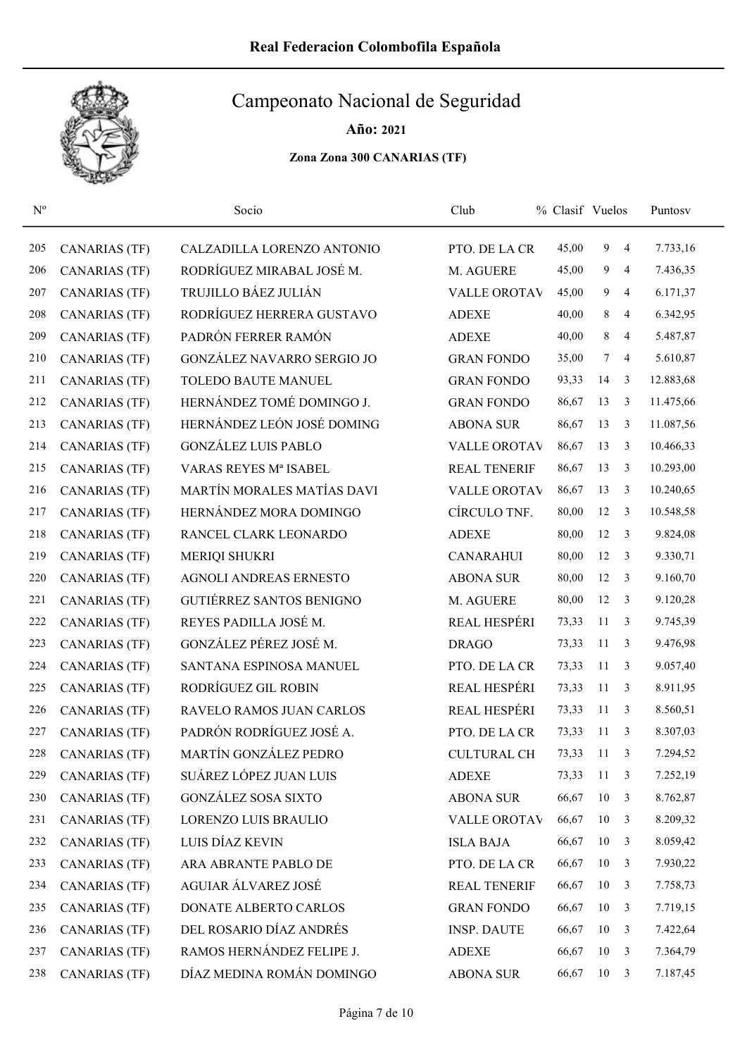# Real Federacion Colombofila Española

## Campeonato Nacional de Seguridad

**Año: 2021**

**Zona Zona 300 CANARIAS (TF)**

| Nº | | Socio | Club | % Clasif | Vuelos | | Puntosv |
|---|---|---|---|---|---|---|---|
| 205 | CANARIAS (TF) | CALZADILLA LORENZO ANTONIO | PTO. DE LA CR | 45,00 | 9 | 4 | 7.733,16 |
| 206 | CANARIAS (TF) | RODRÍGUEZ MIRABAL JOSÉ M. | M. AGUERE | 45,00 | 9 | 4 | 7.436,35 |
| 207 | CANARIAS (TF) | TRUJILLO BÁEZ JULIÁN | VALLE OROTAV | 45,00 | 9 | 4 | 6.171,37 |
| 208 | CANARIAS (TF) | RODRÍGUEZ HERRERA GUSTAVO | ADEXE | 40,00 | 8 | 4 | 6.342,95 |
| 209 | CANARIAS (TF) | PADRÓN FERRER RAMÓN | ADEXE | 40,00 | 8 | 4 | 5.487,87 |
| 210 | CANARIAS (TF) | GONZÁLEZ NAVARRO SERGIO JO | GRAN FONDO | 35,00 | 7 | 4 | 5.610,87 |
| 211 | CANARIAS (TF) | TOLEDO BAUTE MANUEL | GRAN FONDO | 93,33 | 14 | 3 | 12.883,68 |
| 212 | CANARIAS (TF) | HERNÁNDEZ TOMÉ DOMINGO J. | GRAN FONDO | 86,67 | 13 | 3 | 11.475,66 |
| 213 | CANARIAS (TF) | HERNÁNDEZ LEÓN JOSÉ DOMING | ABONA SUR | 86,67 | 13 | 3 | 11.087,56 |
| 214 | CANARIAS (TF) | GONZÁLEZ LUIS PABLO | VALLE OROTAV | 86,67 | 13 | 3 | 10.466,33 |
| 215 | CANARIAS (TF) | VARAS REYES Mª ISABEL | REAL TENERIF | 86,67 | 13 | 3 | 10.293,00 |
| 216 | CANARIAS (TF) | MARTÍN MORALES MATÍAS DAVI | VALLE OROTAV | 86,67 | 13 | 3 | 10.240,65 |
| 217 | CANARIAS (TF) | HERNÁNDEZ MORA DOMINGO | CÍRCULO TNF. | 80,00 | 12 | 3 | 10.548,58 |
| 218 | CANARIAS (TF) | RANCEL CLARK LEONARDO | ADEXE | 80,00 | 12 | 3 | 9.824,08 |
| 219 | CANARIAS (TF) | MERIQI SHUKRI | CANARAHUI | 80,00 | 12 | 3 | 9.330,71 |
| 220 | CANARIAS (TF) | AGNOLI ANDREAS ERNESTO | ABONA SUR | 80,00 | 12 | 3 | 9.160,70 |
| 221 | CANARIAS (TF) | GUTIÉRREZ SANTOS BENIGNO | M. AGUERE | 80,00 | 12 | 3 | 9.120,28 |
| 222 | CANARIAS (TF) | REYES PADILLA JOSÉ M. | REAL HESPÉRI | 73,33 | 11 | 3 | 9.745,39 |
| 223 | CANARIAS (TF) | GONZÁLEZ PÉREZ JOSÉ M. | DRAGO | 73,33 | 11 | 3 | 9.476,98 |
| 224 | CANARIAS (TF) | SANTANA ESPINOSA MANUEL | PTO. DE LA CR | 73,33 | 11 | 3 | 9.057,40 |
| 225 | CANARIAS (TF) | RODRÍGUEZ GIL ROBIN | REAL HESPÉRI | 73,33 | 11 | 3 | 8.911,95 |
| 226 | CANARIAS (TF) | RAVELO RAMOS JUAN CARLOS | REAL HESPÉRI | 73,33 | 11 | 3 | 8.560,51 |
| 227 | CANARIAS (TF) | PADRÓN RODRÍGUEZ JOSÉ A. | PTO. DE LA CR | 73,33 | 11 | 3 | 8.307,03 |
| 228 | CANARIAS (TF) | MARTÍN GONZÁLEZ PEDRO | CULTURAL CH | 73,33 | 11 | 3 | 7.294,52 |
| 229 | CANARIAS (TF) | SUÁREZ LÓPEZ JUAN LUIS | ADEXE | 73,33 | 11 | 3 | 7.252,19 |
| 230 | CANARIAS (TF) | GONZÁLEZ SOSA SIXTO | ABONA SUR | 66,67 | 10 | 3 | 8.762,87 |
| 231 | CANARIAS (TF) | LORENZO LUIS BRAULIO | VALLE OROTAV | 66,67 | 10 | 3 | 8.209,32 |
| 232 | CANARIAS (TF) | LUIS DÍAZ KEVIN | ISLA BAJA | 66,67 | 10 | 3 | 8.059,42 |
| 233 | CANARIAS (TF) | ARA ABRANTE PABLO DE | PTO. DE LA CR | 66,67 | 10 | 3 | 7.930,22 |
| 234 | CANARIAS (TF) | AGUIAR ÁLVAREZ JOSÉ | REAL TENERIF | 66,67 | 10 | 3 | 7.758,73 |
| 235 | CANARIAS (TF) | DONATE ALBERTO CARLOS | GRAN FONDO | 66,67 | 10 | 3 | 7.719,15 |
| 236 | CANARIAS (TF) | DEL ROSARIO DÍAZ ANDRÉS | INSP. DAUTE | 66,67 | 10 | 3 | 7.422,64 |
| 237 | CANARIAS (TF) | RAMOS HERNÁNDEZ FELIPE J. | ADEXE | 66,67 | 10 | 3 | 7.364,79 |
| 238 | CANARIAS (TF) | DÍAZ MEDINA ROMÁN DOMINGO | ABONA SUR | 66,67 | 10 | 3 | 7.187,45 |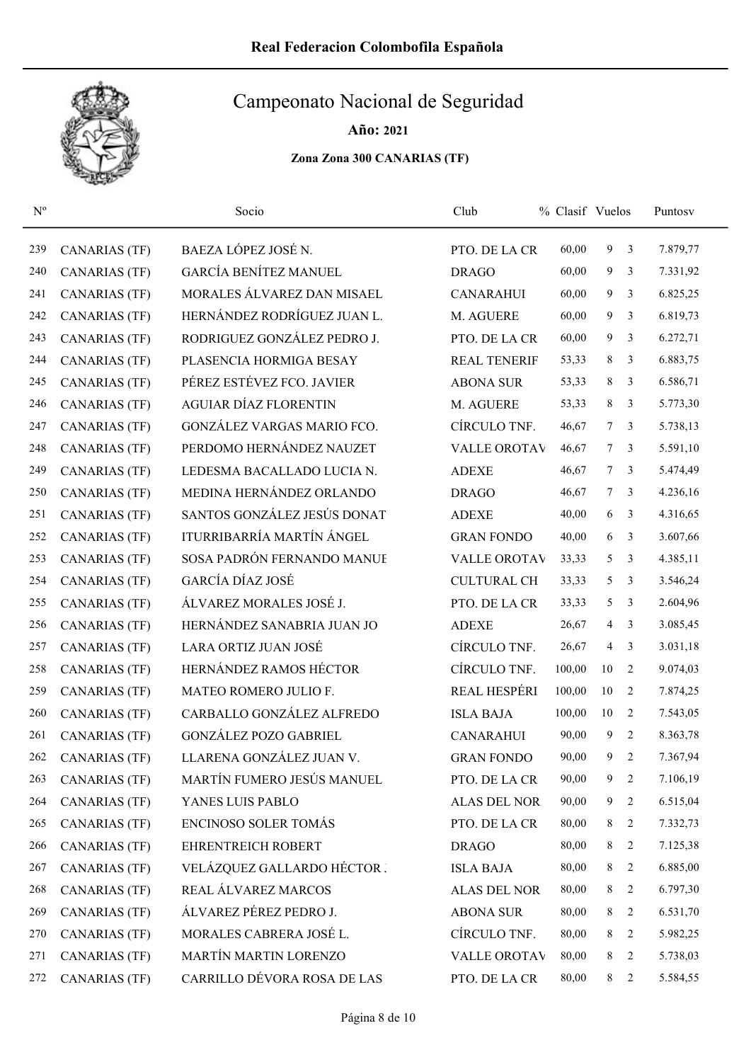# Real Federacion Colombofila Española

## Campeonato Nacional de Seguridad

**Año: 2021**

**Zona Zona 300 CANARIAS (TF)**

| Nº | | Socio | Club | % Clasif | Vuelos | | Puntosv |
|---|---|---|---|---|---|---|---|
| 239 | CANARIAS (TF) | BAEZA LÓPEZ JOSÉ N. | PTO. DE LA CR | 60,00 | 9 | 3 | 7.879,77 |
| 240 | CANARIAS (TF) | GARCÍA BENÍTEZ MANUEL | DRAGO | 60,00 | 9 | 3 | 7.331,92 |
| 241 | CANARIAS (TF) | MORALES ÁLVAREZ DAN MISAEL | CANARAHUI | 60,00 | 9 | 3 | 6.825,25 |
| 242 | CANARIAS (TF) | HERNÁNDEZ RODRÍGUEZ JUAN L. | M. AGUERE | 60,00 | 9 | 3 | 6.819,73 |
| 243 | CANARIAS (TF) | RODRIGUEZ GONZÁLEZ PEDRO J. | PTO. DE LA CR | 60,00 | 9 | 3 | 6.272,71 |
| 244 | CANARIAS (TF) | PLASENCIA HORMIGA BESAY | REAL TENERIF | 53,33 | 8 | 3 | 6.883,75 |
| 245 | CANARIAS (TF) | PÉREZ ESTÉVEZ FCO. JAVIER | ABONA SUR | 53,33 | 8 | 3 | 6.586,71 |
| 246 | CANARIAS (TF) | AGUIAR DÍAZ FLORENTIN | M. AGUERE | 53,33 | 8 | 3 | 5.773,30 |
| 247 | CANARIAS (TF) | GONZÁLEZ VARGAS MARIO FCO. | CÍRCULO TNF. | 46,67 | 7 | 3 | 5.738,13 |
| 248 | CANARIAS (TF) | PERDOMO HERNÁNDEZ NAUZET | VALLE OROTAV | 46,67 | 7 | 3 | 5.591,10 |
| 249 | CANARIAS (TF) | LEDESMA BACALLADO LUCIA N. | ADEXE | 46,67 | 7 | 3 | 5.474,49 |
| 250 | CANARIAS (TF) | MEDINA HERNÁNDEZ ORLANDO | DRAGO | 46,67 | 7 | 3 | 4.236,16 |
| 251 | CANARIAS (TF) | SANTOS GONZÁLEZ JESÚS DONAT | ADEXE | 40,00 | 6 | 3 | 4.316,65 |
| 252 | CANARIAS (TF) | ITURRIBARRÍA MARTÍN ÁNGEL | GRAN FONDO | 40,00 | 6 | 3 | 3.607,66 |
| 253 | CANARIAS (TF) | SOSA PADRÓN FERNANDO MANUE | VALLE OROTAV | 33,33 | 5 | 3 | 4.385,11 |
| 254 | CANARIAS (TF) | GARCÍA DÍAZ JOSÉ | CULTURAL CH | 33,33 | 5 | 3 | 3.546,24 |
| 255 | CANARIAS (TF) | ÁLVAREZ MORALES JOSÉ J. | PTO. DE LA CR | 33,33 | 5 | 3 | 2.604,96 |
| 256 | CANARIAS (TF) | HERNÁNDEZ SANABRIA JUAN JO | ADEXE | 26,67 | 4 | 3 | 3.085,45 |
| 257 | CANARIAS (TF) | LARA ORTIZ JUAN JOSÉ | CÍRCULO TNF. | 26,67 | 4 | 3 | 3.031,18 |
| 258 | CANARIAS (TF) | HERNÁNDEZ RAMOS HÉCTOR | CÍRCULO TNF. | 100,00 | 10 | 2 | 9.074,03 |
| 259 | CANARIAS (TF) | MATEO ROMERO JULIO F. | REAL HESPÉRI | 100,00 | 10 | 2 | 7.874,25 |
| 260 | CANARIAS (TF) | CARBALLO GONZÁLEZ ALFREDO | ISLA BAJA | 100,00 | 10 | 2 | 7.543,05 |
| 261 | CANARIAS (TF) | GONZÁLEZ POZO GABRIEL | CANARAHUI | 90,00 | 9 | 2 | 8.363,78 |
| 262 | CANARIAS (TF) | LLARENA GONZÁLEZ JUAN V. | GRAN FONDO | 90,00 | 9 | 2 | 7.367,94 |
| 263 | CANARIAS (TF) | MARTÍN FUMERO JESÚS MANUEL | PTO. DE LA CR | 90,00 | 9 | 2 | 7.106,19 |
| 264 | CANARIAS (TF) | YANES LUIS PABLO | ALAS DEL NOR | 90,00 | 9 | 2 | 6.515,04 |
| 265 | CANARIAS (TF) | ENCINOSO SOLER TOMÁS | PTO. DE LA CR | 80,00 | 8 | 2 | 7.332,73 |
| 266 | CANARIAS (TF) | EHRENTREICH ROBERT | DRAGO | 80,00 | 8 | 2 | 7.125,38 |
| 267 | CANARIAS (TF) | VELÁZQUEZ GALLARDO HÉCTOR . | ISLA BAJA | 80,00 | 8 | 2 | 6.885,00 |
| 268 | CANARIAS (TF) | REAL ÁLVAREZ MARCOS | ALAS DEL NOR | 80,00 | 8 | 2 | 6.797,30 |
| 269 | CANARIAS (TF) | ÁLVAREZ PÉREZ PEDRO J. | ABONA SUR | 80,00 | 8 | 2 | 6.531,70 |
| 270 | CANARIAS (TF) | MORALES CABRERA JOSÉ L. | CÍRCULO TNF. | 80,00 | 8 | 2 | 5.982,25 |
| 271 | CANARIAS (TF) | MARTÍN MARTIN LORENZO | VALLE OROTAV | 80,00 | 8 | 2 | 5.738,03 |
| 272 | CANARIAS (TF) | CARRILLO DÉVORA ROSA DE LAS | PTO. DE LA CR | 80,00 | 8 | 2 | 5.584,55 |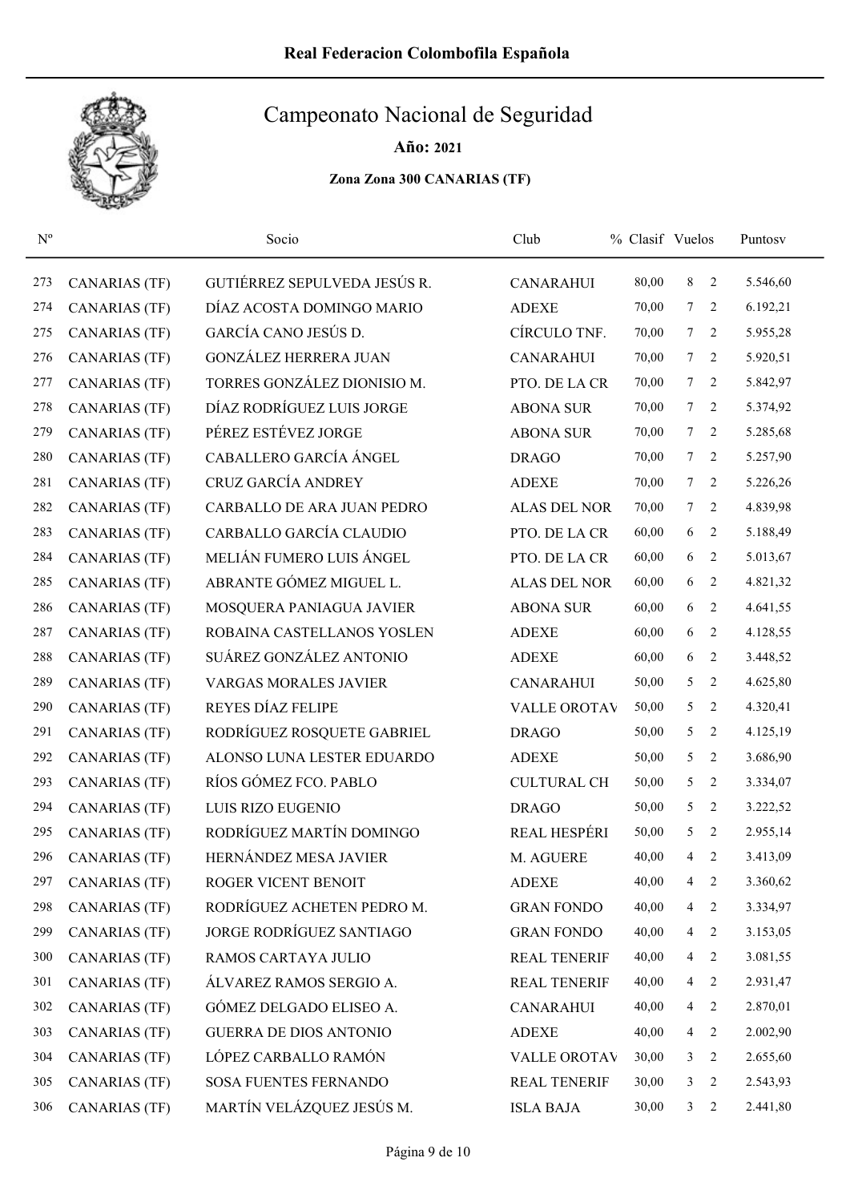# Real Federacion Colombofila Española

## Campeonato Nacional de Seguridad

**Año:** 2021

**Zona Zona 300 CANARIAS (TF)**

| Nº | | Socio | Club | % Clasif | Vuelos | | Puntosv |
|---|---|---|---|---|---|---|---|
| 273 | CANARIAS (TF) | GUTIÉRREZ SEPULVEDA JESÚS R. | CANARAHUI | 80,00 | 8 | 2 | 5.546,60 |
| 274 | CANARIAS (TF) | DÍAZ ACOSTA DOMINGO MARIO | ADEXE | 70,00 | 7 | 2 | 6.192,21 |
| 275 | CANARIAS (TF) | GARCÍA CANO JESÚS D. | CÍRCULO TNF. | 70,00 | 7 | 2 | 5.955,28 |
| 276 | CANARIAS (TF) | GONZÁLEZ HERRERA JUAN | CANARAHUI | 70,00 | 7 | 2 | 5.920,51 |
| 277 | CANARIAS (TF) | TORRES GONZÁLEZ DIONISIO M. | PTO. DE LA CR | 70,00 | 7 | 2 | 5.842,97 |
| 278 | CANARIAS (TF) | DÍAZ RODRÍGUEZ LUIS JORGE | ABONA SUR | 70,00 | 7 | 2 | 5.374,92 |
| 279 | CANARIAS (TF) | PÉREZ ESTÉVEZ JORGE | ABONA SUR | 70,00 | 7 | 2 | 5.285,68 |
| 280 | CANARIAS (TF) | CABALLERO GARCÍA ÁNGEL | DRAGO | 70,00 | 7 | 2 | 5.257,90 |
| 281 | CANARIAS (TF) | CRUZ GARCÍA ANDREY | ADEXE | 70,00 | 7 | 2 | 5.226,26 |
| 282 | CANARIAS (TF) | CARBALLO DE ARA JUAN PEDRO | ALAS DEL NOR | 70,00 | 7 | 2 | 4.839,98 |
| 283 | CANARIAS (TF) | CARBALLO GARCÍA CLAUDIO | PTO. DE LA CR | 60,00 | 6 | 2 | 5.188,49 |
| 284 | CANARIAS (TF) | MELIÁN FUMERO LUIS ÁNGEL | PTO. DE LA CR | 60,00 | 6 | 2 | 5.013,67 |
| 285 | CANARIAS (TF) | ABRANTE GÓMEZ MIGUEL L. | ALAS DEL NOR | 60,00 | 6 | 2 | 4.821,32 |
| 286 | CANARIAS (TF) | MOSQUERA PANIAGUA JAVIER | ABONA SUR | 60,00 | 6 | 2 | 4.641,55 |
| 287 | CANARIAS (TF) | ROBAINA CASTELLANOS YOSLEN | ADEXE | 60,00 | 6 | 2 | 4.128,55 |
| 288 | CANARIAS (TF) | SUÁREZ GONZÁLEZ ANTONIO | ADEXE | 60,00 | 6 | 2 | 3.448,52 |
| 289 | CANARIAS (TF) | VARGAS MORALES JAVIER | CANARAHUI | 50,00 | 5 | 2 | 4.625,80 |
| 290 | CANARIAS (TF) | REYES DÍAZ FELIPE | VALLE OROTAV | 50,00 | 5 | 2 | 4.320,41 |
| 291 | CANARIAS (TF) | RODRÍGUEZ ROSQUETE GABRIEL | DRAGO | 50,00 | 5 | 2 | 4.125,19 |
| 292 | CANARIAS (TF) | ALONSO LUNA LESTER EDUARDO | ADEXE | 50,00 | 5 | 2 | 3.686,90 |
| 293 | CANARIAS (TF) | RÍOS GÓMEZ FCO. PABLO | CULTURAL CH | 50,00 | 5 | 2 | 3.334,07 |
| 294 | CANARIAS (TF) | LUIS RIZO EUGENIO | DRAGO | 50,00 | 5 | 2 | 3.222,52 |
| 295 | CANARIAS (TF) | RODRÍGUEZ MARTÍN DOMINGO | REAL HESPÉRI | 50,00 | 5 | 2 | 2.955,14 |
| 296 | CANARIAS (TF) | HERNÁNDEZ MESA JAVIER | M. AGUERE | 40,00 | 4 | 2 | 3.413,09 |
| 297 | CANARIAS (TF) | ROGER VICENT BENOIT | ADEXE | 40,00 | 4 | 2 | 3.360,62 |
| 298 | CANARIAS (TF) | RODRÍGUEZ ACHETEN PEDRO M. | GRAN FONDO | 40,00 | 4 | 2 | 3.334,97 |
| 299 | CANARIAS (TF) | JORGE RODRÍGUEZ SANTIAGO | GRAN FONDO | 40,00 | 4 | 2 | 3.153,05 |
| 300 | CANARIAS (TF) | RAMOS CARTAYA JULIO | REAL TENERIF | 40,00 | 4 | 2 | 3.081,55 |
| 301 | CANARIAS (TF) | ÁLVAREZ RAMOS SERGIO A. | REAL TENERIF | 40,00 | 4 | 2 | 2.931,47 |
| 302 | CANARIAS (TF) | GÓMEZ DELGADO ELISEO A. | CANARAHUI | 40,00 | 4 | 2 | 2.870,01 |
| 303 | CANARIAS (TF) | GUERRA DE DIOS ANTONIO | ADEXE | 40,00 | 4 | 2 | 2.002,90 |
| 304 | CANARIAS (TF) | LÓPEZ CARBALLO RAMÓN | VALLE OROTAV | 30,00 | 3 | 2 | 2.655,60 |
| 305 | CANARIAS (TF) | SOSA FUENTES FERNANDO | REAL TENERIF | 30,00 | 3 | 2 | 2.543,93 |
| 306 | CANARIAS (TF) | MARTÍN VELÁZQUEZ JESÚS M. | ISLA BAJA | 30,00 | 3 | 2 | 2.441,80 |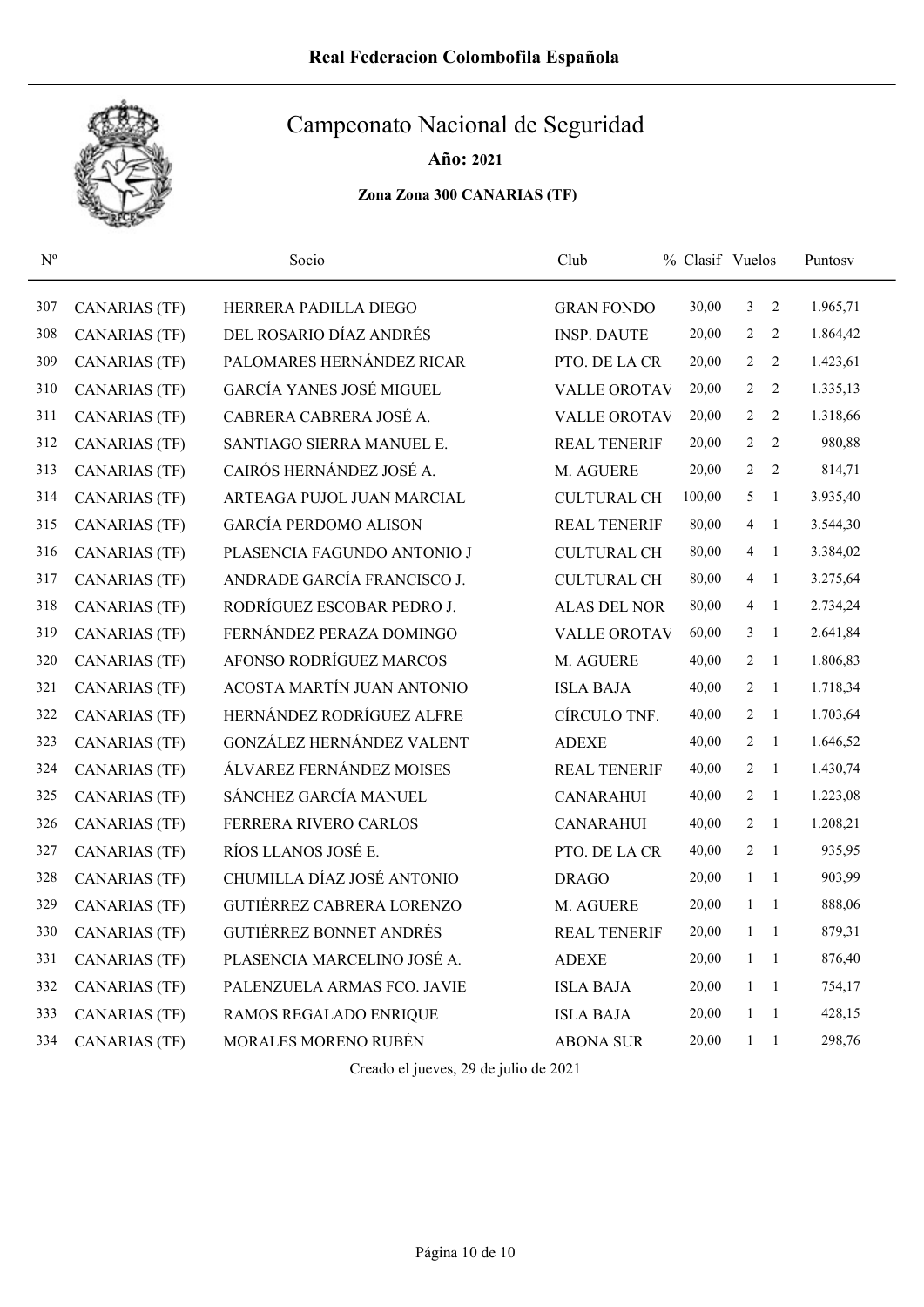# Real Federacion Colombofila Española

## Campeonato Nacional de Seguridad

**Año: 2021**

**Zona Zona 300 CANARIAS (TF)**

| Nº | | Socio | Club | % Clasif | Vuelos | | Puntosv |
|---|---|---|---|---|---|---|---|
| 307 | CANARIAS (TF) | HERRERA PADILLA DIEGO | GRAN FONDO | 30,00 | 3 | 2 | 1.965,71 |
| 308 | CANARIAS (TF) | DEL ROSARIO DÍAZ ANDRÉS | INSP. DAUTE | 20,00 | 2 | 2 | 1.864,42 |
| 309 | CANARIAS (TF) | PALOMARES HERNÁNDEZ RICAR | PTO. DE LA CR | 20,00 | 2 | 2 | 1.423,61 |
| 310 | CANARIAS (TF) | GARCÍA YANES JOSÉ MIGUEL | VALLE OROTAV | 20,00 | 2 | 2 | 1.335,13 |
| 311 | CANARIAS (TF) | CABRERA CABRERA JOSÉ A. | VALLE OROTAV | 20,00 | 2 | 2 | 1.318,66 |
| 312 | CANARIAS (TF) | SANTIAGO SIERRA MANUEL E. | REAL TENERIF | 20,00 | 2 | 2 | 980,88 |
| 313 | CANARIAS (TF) | CAIRÓS HERNÁNDEZ JOSÉ A. | M. AGUERE | 20,00 | 2 | 2 | 814,71 |
| 314 | CANARIAS (TF) | ARTEAGA PUJOL JUAN MARCIAL | CULTURAL CH | 100,00 | 5 | 1 | 3.935,40 |
| 315 | CANARIAS (TF) | GARCÍA PERDOMO ALISON | REAL TENERIF | 80,00 | 4 | 1 | 3.544,30 |
| 316 | CANARIAS (TF) | PLASENCIA FAGUNDO ANTONIO J | CULTURAL CH | 80,00 | 4 | 1 | 3.384,02 |
| 317 | CANARIAS (TF) | ANDRADE GARCÍA FRANCISCO J. | CULTURAL CH | 80,00 | 4 | 1 | 3.275,64 |
| 318 | CANARIAS (TF) | RODRÍGUEZ ESCOBAR PEDRO J. | ALAS DEL NOR | 80,00 | 4 | 1 | 2.734,24 |
| 319 | CANARIAS (TF) | FERNÁNDEZ PERAZA DOMINGO | VALLE OROTAV | 60,00 | 3 | 1 | 2.641,84 |
| 320 | CANARIAS (TF) | AFONSO RODRÍGUEZ MARCOS | M. AGUERE | 40,00 | 2 | 1 | 1.806,83 |
| 321 | CANARIAS (TF) | ACOSTA MARTÍN JUAN ANTONIO | ISLA BAJA | 40,00 | 2 | 1 | 1.718,34 |
| 322 | CANARIAS (TF) | HERNÁNDEZ RODRÍGUEZ ALFRE | CÍRCULO TNF. | 40,00 | 2 | 1 | 1.703,64 |
| 323 | CANARIAS (TF) | GONZÁLEZ HERNÁNDEZ VALENT | ADEXE | 40,00 | 2 | 1 | 1.646,52 |
| 324 | CANARIAS (TF) | ÁLVAREZ FERNÁNDEZ MOISES | REAL TENERIF | 40,00 | 2 | 1 | 1.430,74 |
| 325 | CANARIAS (TF) | SÁNCHEZ GARCÍA MANUEL | CANARAHUI | 40,00 | 2 | 1 | 1.223,08 |
| 326 | CANARIAS (TF) | FERRERA RIVERO CARLOS | CANARAHUI | 40,00 | 2 | 1 | 1.208,21 |
| 327 | CANARIAS (TF) | RÍOS LLANOS JOSÉ E. | PTO. DE LA CR | 40,00 | 2 | 1 | 935,95 |
| 328 | CANARIAS (TF) | CHUMILLA DÍAZ JOSÉ ANTONIO | DRAGO | 20,00 | 1 | 1 | 903,99 |
| 329 | CANARIAS (TF) | GUTIÉRREZ CABRERA LORENZO | M. AGUERE | 20,00 | 1 | 1 | 888,06 |
| 330 | CANARIAS (TF) | GUTIÉRREZ BONNET ANDRÉS | REAL TENERIF | 20,00 | 1 | 1 | 879,31 |
| 331 | CANARIAS (TF) | PLASENCIA MARCELINO JOSÉ A. | ADEXE | 20,00 | 1 | 1 | 876,40 |
| 332 | CANARIAS (TF) | PALENZUELA ARMAS FCO. JAVIE | ISLA BAJA | 20,00 | 1 | 1 | 754,17 |
| 333 | CANARIAS (TF) | RAMOS REGALADO ENRIQUE | ISLA BAJA | 20,00 | 1 | 1 | 428,15 |
| 334 | CANARIAS (TF) | MORALES MORENO RUBÉN | ABONA SUR | 20,00 | 1 | 1 | 298,76 |

Creado el jueves, 29 de julio de 2021